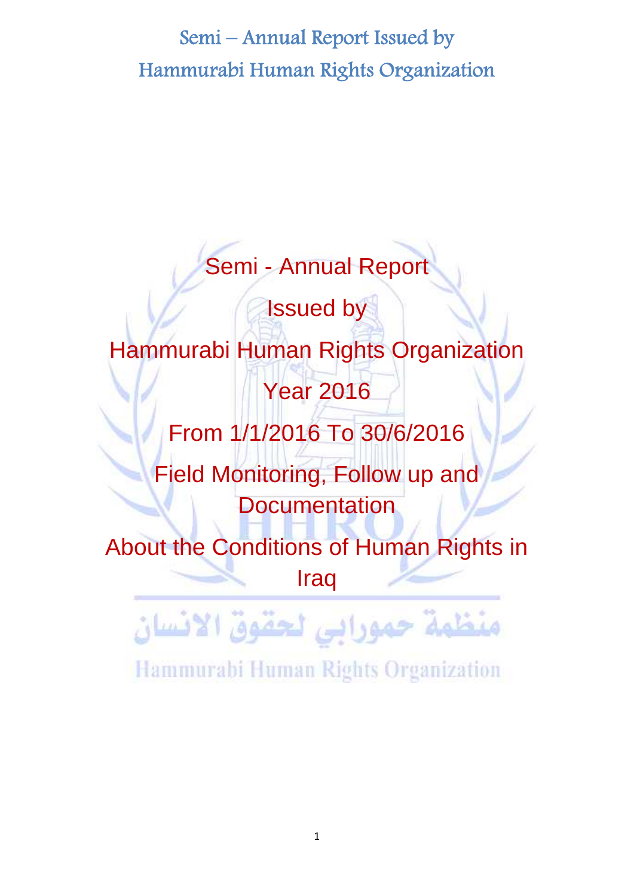# Semi – Annual Report Issued by Hammurabi Human Rights Organization

## Semi - Annual Report

## Issued by

## Hammurabi Human Rights Organization

## Year 2016

## From 1/1/2016 To 30/6/2016

## Field Monitoring, Follow up and Documentation

## About the Conditions of Human Rights in Iraq

منظمة حمورابي لحقوق الانسان

Hammurabi Human Rights Organization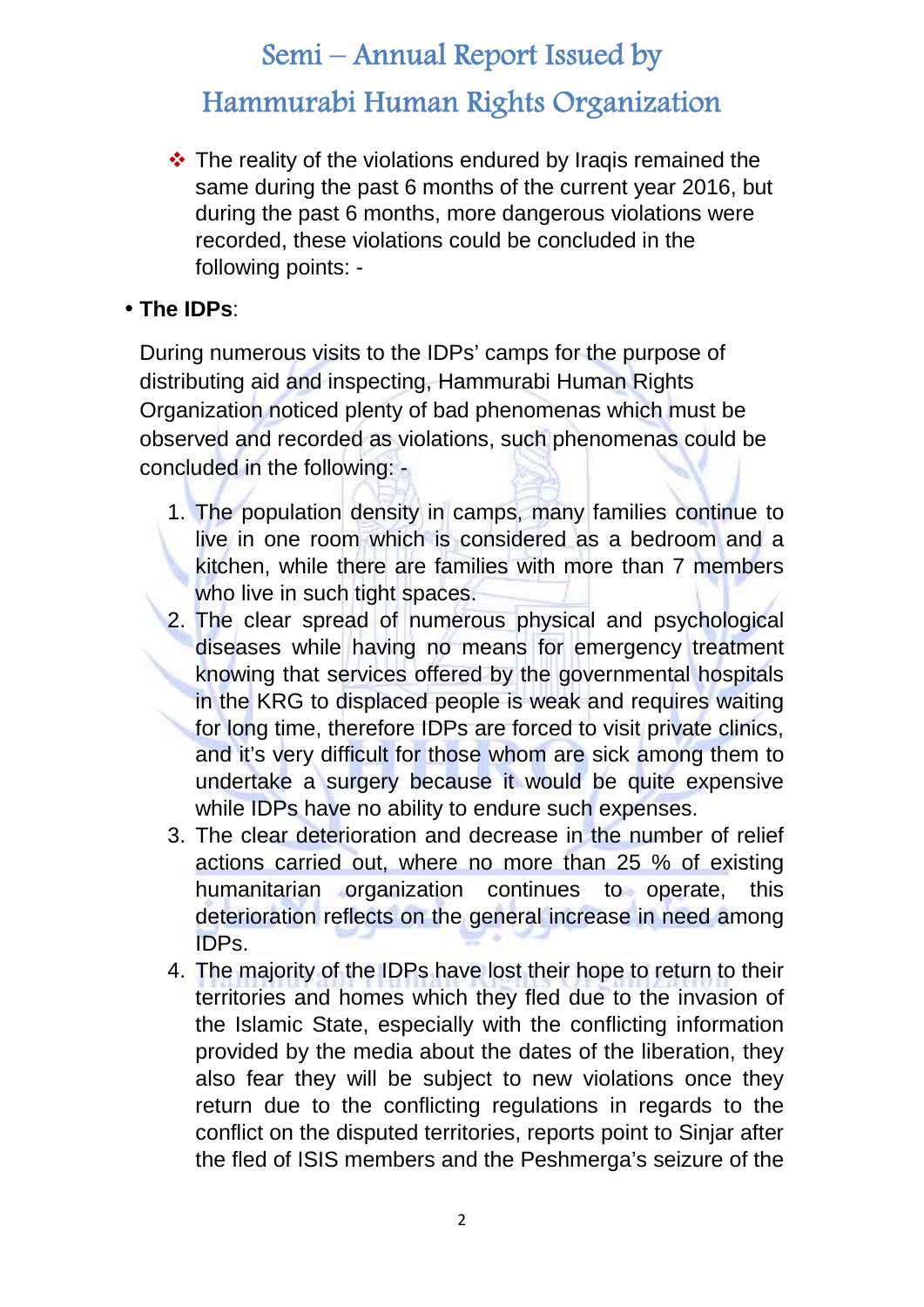❖ The reality of the violations endured by Iraqis remained the same during the past 6 months of the current year 2016, but during the past 6 months, more dangerous violations were recorded, these violations could be concluded in the following points: -

- **The IDPs**:

During numerous visits to the IDPs' camps for the purpose of distributing aid and inspecting, Hammurabi Human Rights Organization noticed plenty of bad phenomenas which must be observed and recorded as violations, such phenomenas could be concluded in the following: -

1. The population density in camps, many families continue to live in one room which is considered as a bedroom and a kitchen, while there are families with more than 7 members who live in such tight spaces.
2. The clear spread of numerous physical and psychological diseases while having no means for emergency treatment knowing that services offered by the governmental hospitals in the KRG to displaced people is weak and requires waiting for long time, therefore IDPs are forced to visit private clinics, and it's very difficult for those whom are sick among them to undertake a surgery because it would be quite expensive while IDPs have no ability to endure such expenses.
3. The clear deterioration and decrease in the number of relief actions carried out, where no more than 25 % of existing humanitarian organization continues to operate, this deterioration reflects on the general increase in need among IDPs.
4. The majority of the IDPs have lost their hope to return to their territories and homes which they fled due to the invasion of the Islamic State, especially with the conflicting information provided by the media about the dates of the liberation, they also fear they will be subject to new violations once they return due to the conflicting regulations in regards to the conflict on the disputed territories, reports point to Sinjar after the fled of ISIS members and the Peshmerga's seizure of the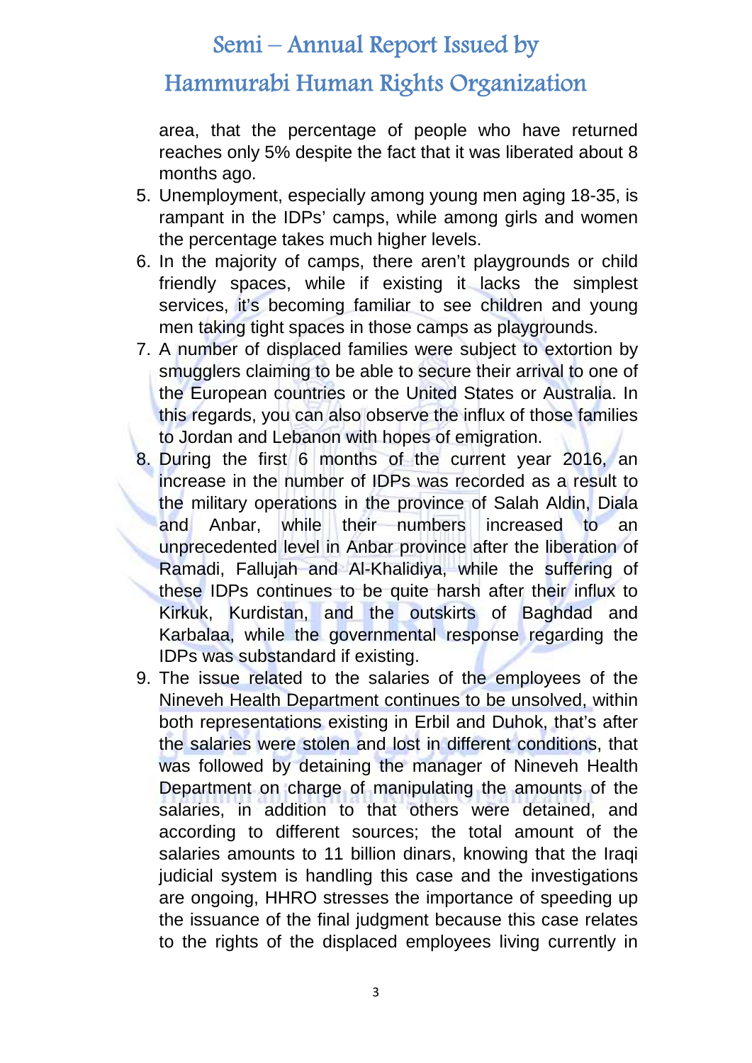area, that the percentage of people who have returned reaches only 5% despite the fact that it was liberated about 8 months ago.

5. Unemployment, especially among young men aging 18-35, is rampant in the IDPs' camps, while among girls and women the percentage takes much higher levels.
6. In the majority of camps, there aren't playgrounds or child friendly spaces, while if existing it lacks the simplest services, it's becoming familiar to see children and young men taking tight spaces in those camps as playgrounds.
7. A number of displaced families were subject to extortion by smugglers claiming to be able to secure their arrival to one of the European countries or the United States or Australia. In this regards, you can also observe the influx of those families to Jordan and Lebanon with hopes of emigration.
8. During the first 6 months of the current year 2016, an increase in the number of IDPs was recorded as a result to the military operations in the province of Salah Aldin, Diala and Anbar, while their numbers increased to an unprecedented level in Anbar province after the liberation of Ramadi, Fallujah and Al-Khalidiya, while the suffering of these IDPs continues to be quite harsh after their influx to Kirkuk, Kurdistan, and the outskirts of Baghdad and Karbalaa, while the governmental response regarding the IDPs was substandard if existing.
9. The issue related to the salaries of the employees of the Nineveh Health Department continues to be unsolved, within both representations existing in Erbil and Duhok, that's after the salaries were stolen and lost in different conditions, that was followed by detaining the manager of Nineveh Health Department on charge of manipulating the amounts of the salaries, in addition to that others were detained, and according to different sources; the total amount of the salaries amounts to 11 billion dinars, knowing that the Iraqi judicial system is handling this case and the investigations are ongoing, HHRO stresses the importance of speeding up the issuance of the final judgment because this case relates to the rights of the displaced employees living currently in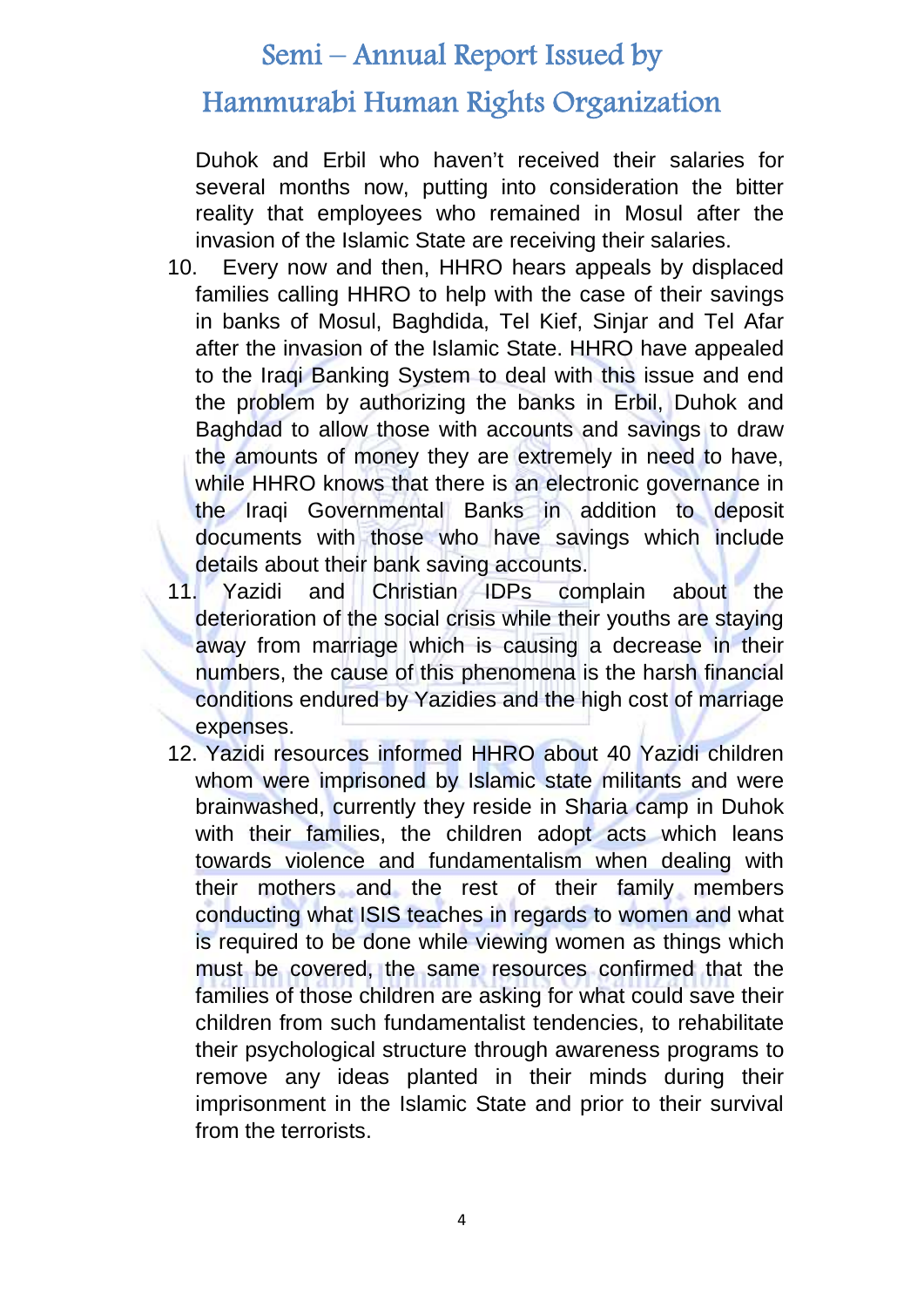Duhok and Erbil who haven't received their salaries for several months now, putting into consideration the bitter reality that employees who remained in Mosul after the invasion of the Islamic State are receiving their salaries.

10. Every now and then, HHRO hears appeals by displaced families calling HHRO to help with the case of their savings in banks of Mosul, Baghdida, Tel Kief, Sinjar and Tel Afar after the invasion of the Islamic State. HHRO have appealed to the Iraqi Banking System to deal with this issue and end the problem by authorizing the banks in Erbil, Duhok and Baghdad to allow those with accounts and savings to draw the amounts of money they are extremely in need to have, while HHRO knows that there is an electronic governance in the Iraqi Governmental Banks in addition to deposit documents with those who have savings which include details about their bank saving accounts.
11. Yazidi and Christian IDPs complain about the deterioration of the social crisis while their youths are staying away from marriage which is causing a decrease in their numbers, the cause of this phenomena is the harsh financial conditions endured by Yazidies and the high cost of marriage expenses.
12. Yazidi resources informed HHRO about 40 Yazidi children whom were imprisoned by Islamic state militants and were brainwashed, currently they reside in Sharia camp in Duhok with their families, the children adopt acts which leans towards violence and fundamentalism when dealing with their mothers and the rest of their family members conducting what ISIS teaches in regards to women and what is required to be done while viewing women as things which must be covered, the same resources confirmed that the families of those children are asking for what could save their children from such fundamentalist tendencies, to rehabilitate their psychological structure through awareness programs to remove any ideas planted in their minds during their imprisonment in the Islamic State and prior to their survival from the terrorists.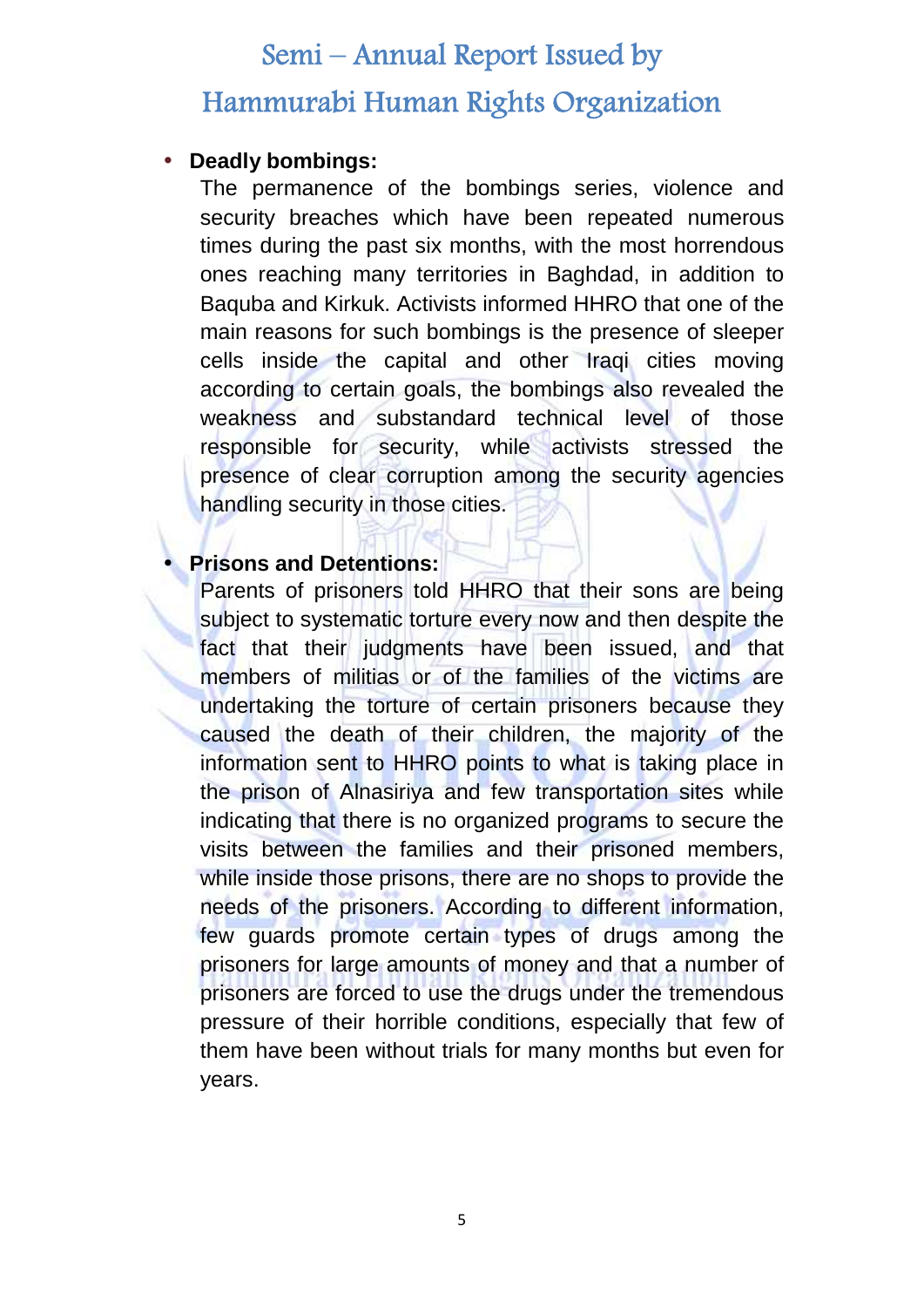- **Deadly bombings:**

  The permanence of the bombings series, violence and security breaches which have been repeated numerous times during the past six months, with the most horrendous ones reaching many territories in Baghdad, in addition to Baquba and Kirkuk. Activists informed HHRO that one of the main reasons for such bombings is the presence of sleeper cells inside the capital and other Iraqi cities moving according to certain goals, the bombings also revealed the weakness and substandard technical level of those responsible for security, while activists stressed the presence of clear corruption among the security agencies handling security in those cities.

- **Prisons and Detentions:**

  Parents of prisoners told HHRO that their sons are being subject to systematic torture every now and then despite the fact that their judgments have been issued, and that members of militias or of the families of the victims are undertaking the torture of certain prisoners because they caused the death of their children, the majority of the information sent to HHRO points to what is taking place in the prison of Alnasiriya and few transportation sites while indicating that there is no organized programs to secure the visits between the families and their prisoned members, while inside those prisons, there are no shops to provide the needs of the prisoners. According to different information, few guards promote certain types of drugs among the prisoners for large amounts of money and that a number of prisoners are forced to use the drugs under the tremendous pressure of their horrible conditions, especially that few of them have been without trials for many months but even for years.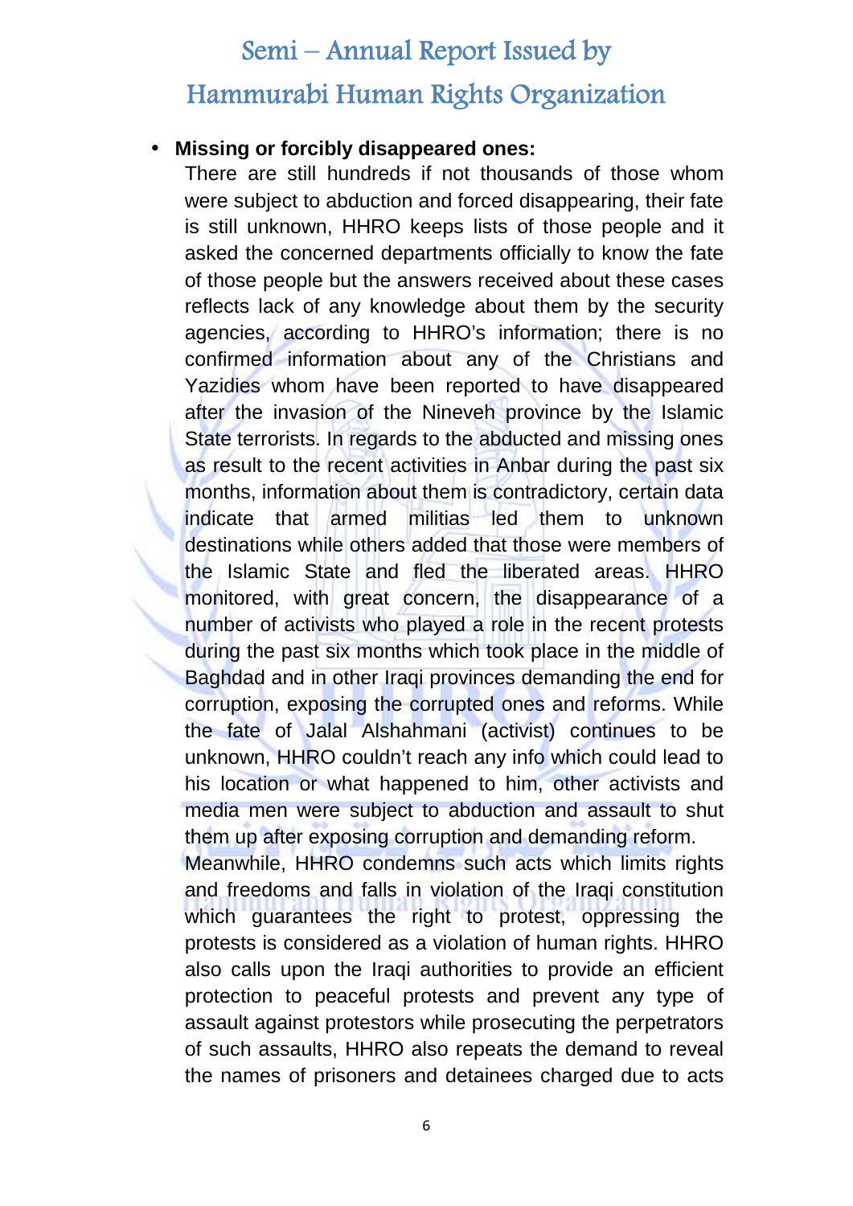- **Missing or forcibly disappeared ones:**

  There are still hundreds if not thousands of those whom were subject to abduction and forced disappearing, their fate is still unknown, HHRO keeps lists of those people and it asked the concerned departments officially to know the fate of those people but the answers received about these cases reflects lack of any knowledge about them by the security agencies, according to HHRO's information; there is no confirmed information about any of the Christians and Yazidies whom have been reported to have disappeared after the invasion of the Nineveh province by the Islamic State terrorists. In regards to the abducted and missing ones as result to the recent activities in Anbar during the past six months, information about them is contradictory, certain data indicate that armed militias led them to unknown destinations while others added that those were members of the Islamic State and fled the liberated areas. HHRO monitored, with great concern, the disappearance of a number of activists who played a role in the recent protests during the past six months which took place in the middle of Baghdad and in other Iraqi provinces demanding the end for corruption, exposing the corrupted ones and reforms. While the fate of Jalal Alshahmani (activist) continues to be unknown, HHRO couldn't reach any info which could lead to his location or what happened to him, other activists and media men were subject to abduction and assault to shut them up after exposing corruption and demanding reform.

  Meanwhile, HHRO condemns such acts which limits rights and freedoms and falls in violation of the Iraqi constitution which guarantees the right to protest, oppressing the protests is considered as a violation of human rights. HHRO also calls upon the Iraqi authorities to provide an efficient protection to peaceful protests and prevent any type of assault against protestors while prosecuting the perpetrators of such assaults, HHRO also repeats the demand to reveal the names of prisoners and detainees charged due to acts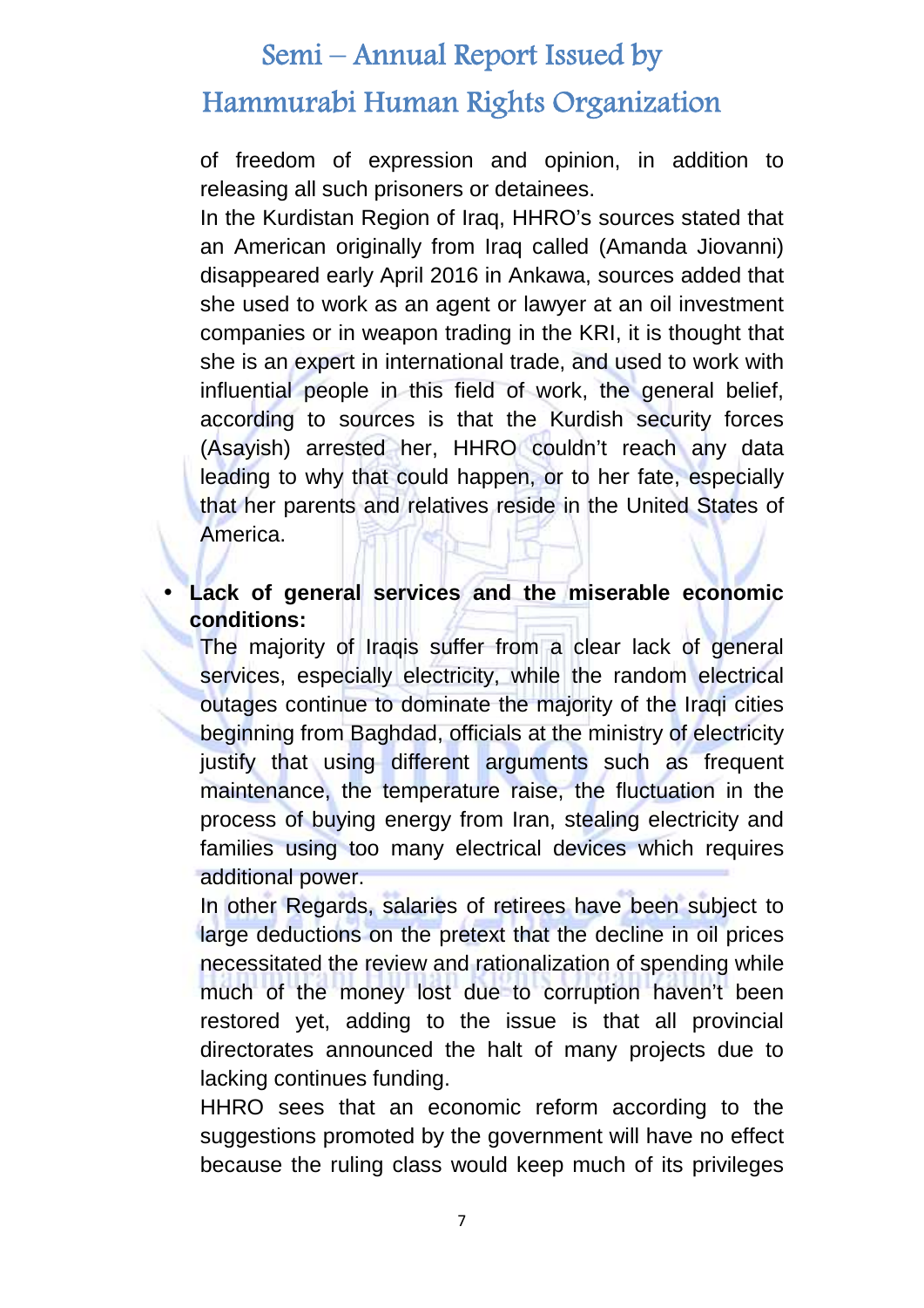of freedom of expression and opinion, in addition to releasing all such prisoners or detainees.

In the Kurdistan Region of Iraq, HHRO's sources stated that an American originally from Iraq called (Amanda Jiovanni) disappeared early April 2016 in Ankawa, sources added that she used to work as an agent or lawyer at an oil investment companies or in weapon trading in the KRI, it is thought that she is an expert in international trade, and used to work with influential people in this field of work, the general belief, according to sources is that the Kurdish security forces (Asayish) arrested her, HHRO couldn't reach any data leading to why that could happen, or to her fate, especially that her parents and relatives reside in the United States of America.

- **Lack of general services and the miserable economic conditions:**

The majority of Iraqis suffer from a clear lack of general services, especially electricity, while the random electrical outages continue to dominate the majority of the Iraqi cities beginning from Baghdad, officials at the ministry of electricity justify that using different arguments such as frequent maintenance, the temperature raise, the fluctuation in the process of buying energy from Iran, stealing electricity and families using too many electrical devices which requires additional power.

In other Regards, salaries of retirees have been subject to large deductions on the pretext that the decline in oil prices necessitated the review and rationalization of spending while much of the money lost due to corruption haven't been restored yet, adding to the issue is that all provincial directorates announced the halt of many projects due to lacking continues funding.

HHRO sees that an economic reform according to the suggestions promoted by the government will have no effect because the ruling class would keep much of its privileges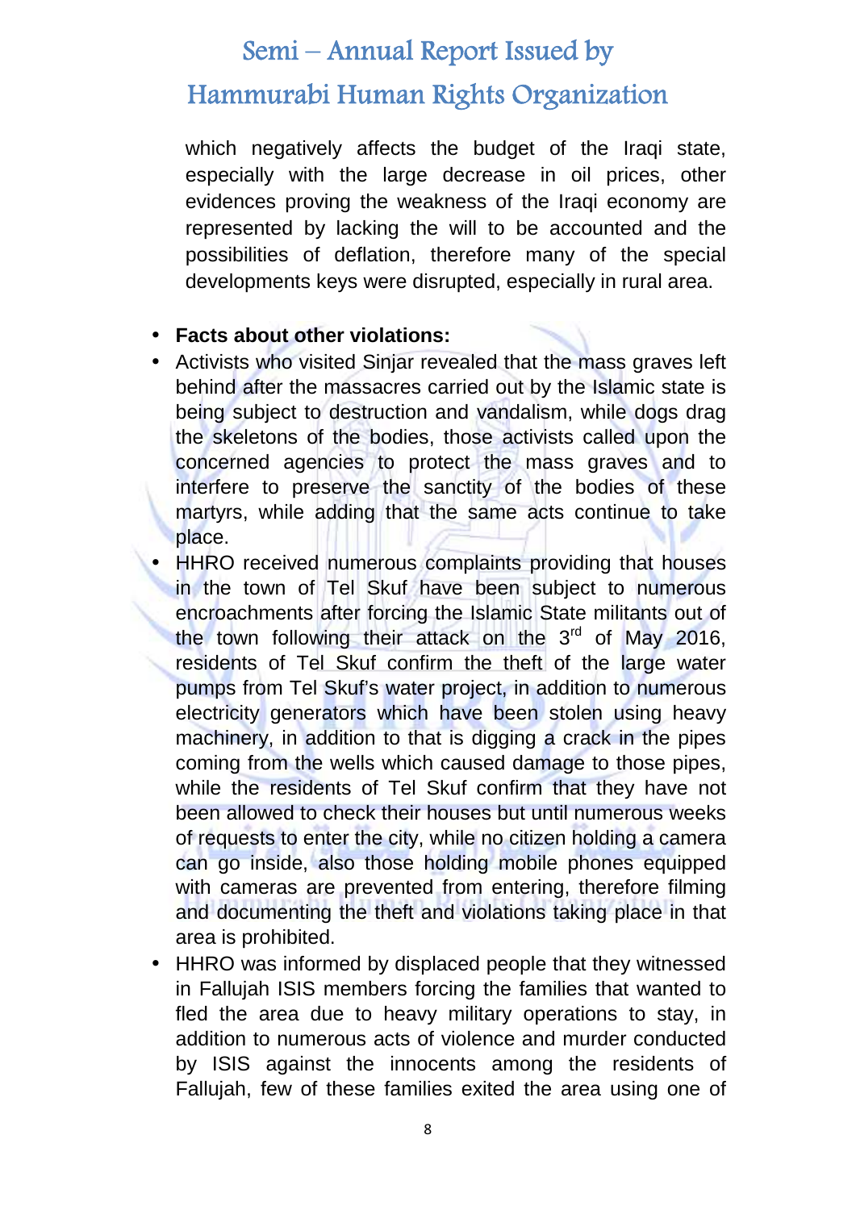which negatively affects the budget of the Iraqi state, especially with the large decrease in oil prices, other evidences proving the weakness of the Iraqi economy are represented by lacking the will to be accounted and the possibilities of deflation, therefore many of the special developments keys were disrupted, especially in rural area.

- **Facts about other violations:**
- Activists who visited Sinjar revealed that the mass graves left behind after the massacres carried out by the Islamic state is being subject to destruction and vandalism, while dogs drag the skeletons of the bodies, those activists called upon the concerned agencies to protect the mass graves and to interfere to preserve the sanctity of the bodies of these martyrs, while adding that the same acts continue to take place.
- HHRO received numerous complaints providing that houses in the town of Tel Skuf have been subject to numerous encroachments after forcing the Islamic State militants out of the town following their attack on the 3rd of May 2016, residents of Tel Skuf confirm the theft of the large water pumps from Tel Skuf's water project, in addition to numerous electricity generators which have been stolen using heavy machinery, in addition to that is digging a crack in the pipes coming from the wells which caused damage to those pipes, while the residents of Tel Skuf confirm that they have not been allowed to check their houses but until numerous weeks of requests to enter the city, while no citizen holding a camera can go inside, also those holding mobile phones equipped with cameras are prevented from entering, therefore filming and documenting the theft and violations taking place in that area is prohibited.
- HHRO was informed by displaced people that they witnessed in Fallujah ISIS members forcing the families that wanted to fled the area due to heavy military operations to stay, in addition to numerous acts of violence and murder conducted by ISIS against the innocents among the residents of Fallujah, few of these families exited the area using one of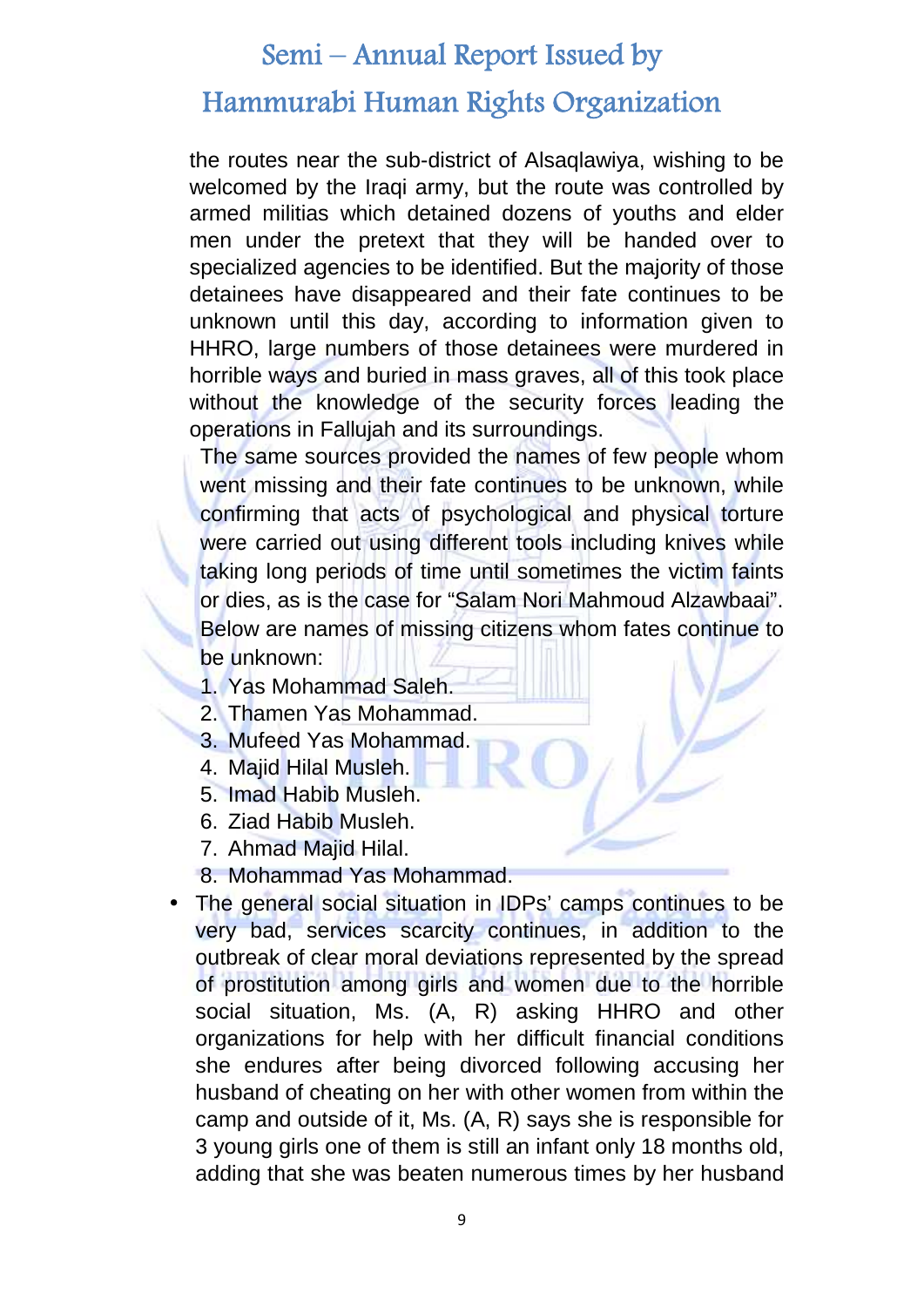the routes near the sub-district of Alsaqlawiya, wishing to be welcomed by the Iraqi army, but the route was controlled by armed militias which detained dozens of youths and elder men under the pretext that they will be handed over to specialized agencies to be identified. But the majority of those detainees have disappeared and their fate continues to be unknown until this day, according to information given to HHRO, large numbers of those detainees were murdered in horrible ways and buried in mass graves, all of this took place without the knowledge of the security forces leading the operations in Fallujah and its surroundings.

The same sources provided the names of few people whom went missing and their fate continues to be unknown, while confirming that acts of psychological and physical torture were carried out using different tools including knives while taking long periods of time until sometimes the victim faints or dies, as is the case for "Salam Nori Mahmoud Alzawbaai". Below are names of missing citizens whom fates continue to be unknown:

1. Yas Mohammad Saleh.
2. Thamen Yas Mohammad.
3. Mufeed Yas Mohammad.
4. Majid Hilal Musleh.
5. Imad Habib Musleh.
6. Ziad Habib Musleh.
7. Ahmad Majid Hilal.
8. Mohammad Yas Mohammad.

- The general social situation in IDPs' camps continues to be very bad, services scarcity continues, in addition to the outbreak of clear moral deviations represented by the spread of prostitution among girls and women due to the horrible social situation, Ms. (A, R) asking HHRO and other organizations for help with her difficult financial conditions she endures after being divorced following accusing her husband of cheating on her with other women from within the camp and outside of it, Ms. (A, R) says she is responsible for 3 young girls one of them is still an infant only 18 months old, adding that she was beaten numerous times by her husband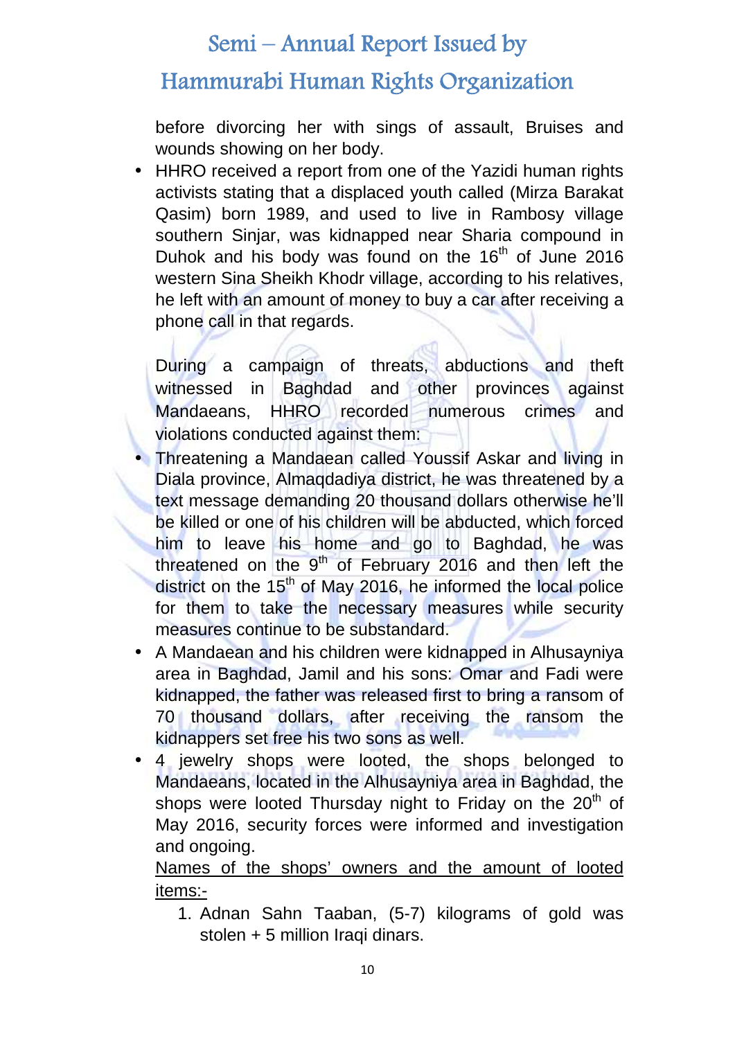before divorcing her with sings of assault, Bruises and wounds showing on her body.

- HHRO received a report from one of the Yazidi human rights activists stating that a displaced youth called (Mirza Barakat Qasim) born 1989, and used to live in Rambosy village southern Sinjar, was kidnapped near Sharia compound in Duhok and his body was found on the 16th of June 2016 western Sina Sheikh Khodr village, according to his relatives, he left with an amount of money to buy a car after receiving a phone call in that regards.

During a campaign of threats, abductions and theft witnessed in Baghdad and other provinces against Mandaeans, HHRO recorded numerous crimes and violations conducted against them:

- Threatening a Mandaean called Youssif Askar and living in Diala province, Almaqdadiya district, he was threatened by a text message demanding 20 thousand dollars otherwise he'll be killed or one of his children will be abducted, which forced him to leave his home and go to Baghdad, he was threatened on the 9th of February 2016 and then left the district on the 15th of May 2016, he informed the local police for them to take the necessary measures while security measures continue to be substandard.
- A Mandaean and his children were kidnapped in Alhusayniya area in Baghdad, Jamil and his sons: Omar and Fadi were kidnapped, the father was released first to bring a ransom of 70 thousand dollars, after receiving the ransom the kidnappers set free his two sons as well.
- 4 jewelry shops were looted, the shops belonged to Mandaeans, located in the Alhusayniya area in Baghdad, the shops were looted Thursday night to Friday on the 20th of May 2016, security forces were informed and investigation and ongoing.

  Names of the shops' owners and the amount of looted items:-

  1. Adnan Sahn Taaban, (5-7) kilograms of gold was stolen + 5 million Iraqi dinars.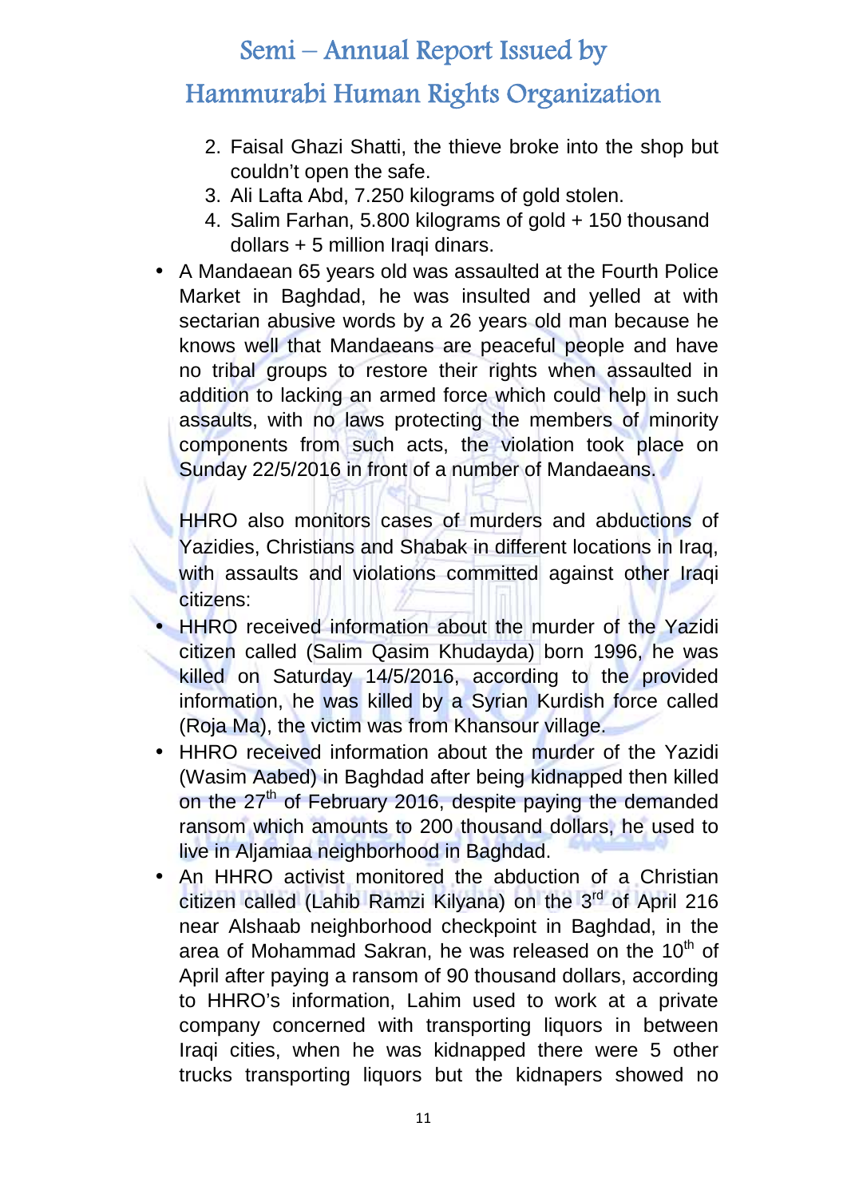2. Faisal Ghazi Shatti, the thieve broke into the shop but couldn't open the safe.
3. Ali Lafta Abd, 7.250 kilograms of gold stolen.
4. Salim Farhan, 5.800 kilograms of gold + 150 thousand dollars + 5 million Iraqi dinars.

- A Mandaean 65 years old was assaulted at the Fourth Police Market in Baghdad, he was insulted and yelled at with sectarian abusive words by a 26 years old man because he knows well that Mandaeans are peaceful people and have no tribal groups to restore their rights when assaulted in addition to lacking an armed force which could help in such assaults, with no laws protecting the members of minority components from such acts, the violation took place on Sunday 22/5/2016 in front of a number of Mandaeans.

HHRO also monitors cases of murders and abductions of Yazidies, Christians and Shabak in different locations in Iraq, with assaults and violations committed against other Iraqi citizens:

- HHRO received information about the murder of the Yazidi citizen called (Salim Qasim Khudayda) born 1996, he was killed on Saturday 14/5/2016, according to the provided information, he was killed by a Syrian Kurdish force called (Roja Ma), the victim was from Khansour village.
- HHRO received information about the murder of the Yazidi (Wasim Aabed) in Baghdad after being kidnapped then killed on the 27th of February 2016, despite paying the demanded ransom which amounts to 200 thousand dollars, he used to live in Aljamiaa neighborhood in Baghdad.
- An HHRO activist monitored the abduction of a Christian citizen called (Lahib Ramzi Kilyana) on the 3rd of April 216 near Alshaab neighborhood checkpoint in Baghdad, in the area of Mohammad Sakran, he was released on the 10th of April after paying a ransom of 90 thousand dollars, according to HHRO's information, Lahim used to work at a private company concerned with transporting liquors in between Iraqi cities, when he was kidnapped there were 5 other trucks transporting liquors but the kidnapers showed no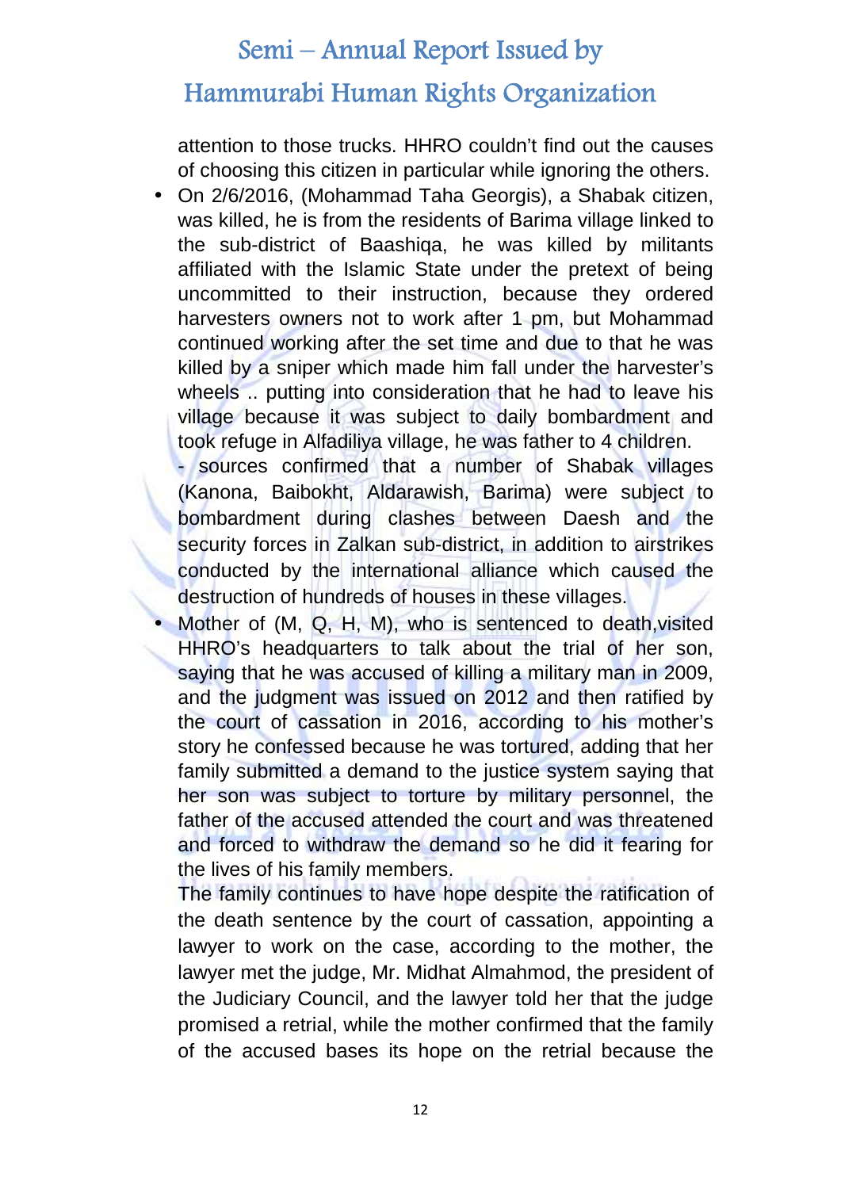attention to those trucks. HHRO couldn't find out the causes of choosing this citizen in particular while ignoring the others.

- On 2/6/2016, (Mohammad Taha Georgis), a Shabak citizen, was killed, he is from the residents of Barima village linked to the sub-district of Baashiqa, he was killed by militants affiliated with the Islamic State under the pretext of being uncommitted to their instruction, because they ordered harvesters owners not to work after 1 pm, but Mohammad continued working after the set time and due to that he was killed by a sniper which made him fall under the harvester's wheels .. putting into consideration that he had to leave his village because it was subject to daily bombardment and took refuge in Alfadiliya village, he was father to 4 children.

  - sources confirmed that a number of Shabak villages (Kanona, Baibokht, Aldarawish, Barima) were subject to bombardment during clashes between Daesh and the security forces in Zalkan sub-district, in addition to airstrikes conducted by the international alliance which caused the destruction of hundreds of houses in these villages.

- Mother of (M, Q, H, M), who is sentenced to death,visited HHRO's headquarters to talk about the trial of her son, saying that he was accused of killing a military man in 2009, and the judgment was issued on 2012 and then ratified by the court of cassation in 2016, according to his mother's story he confessed because he was tortured, adding that her family submitted a demand to the justice system saying that her son was subject to torture by military personnel, the father of the accused attended the court and was threatened and forced to withdraw the demand so he did it fearing for the lives of his family members.

  The family continues to have hope despite the ratification of the death sentence by the court of cassation, appointing a lawyer to work on the case, according to the mother, the lawyer met the judge, Mr. Midhat Almahmod, the president of the Judiciary Council, and the lawyer told her that the judge promised a retrial, while the mother confirmed that the family of the accused bases its hope on the retrial because the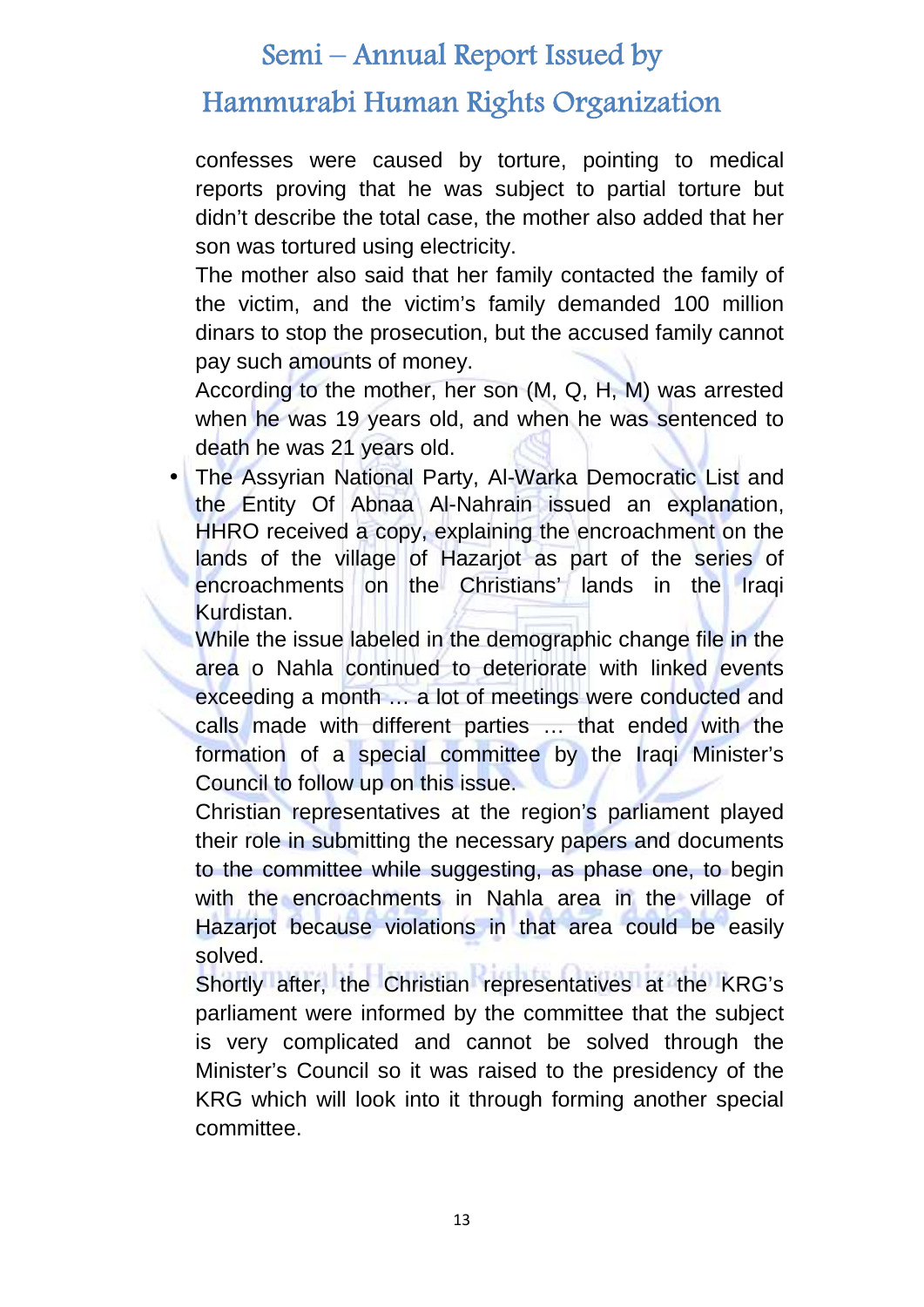confesses were caused by torture, pointing to medical reports proving that he was subject to partial torture but didn't describe the total case, the mother also added that her son was tortured using electricity.

The mother also said that her family contacted the family of the victim, and the victim's family demanded 100 million dinars to stop the prosecution, but the accused family cannot pay such amounts of money.

According to the mother, her son (M, Q, H, M) was arrested when he was 19 years old, and when he was sentenced to death he was 21 years old.

- The Assyrian National Party, Al-Warka Democratic List and the Entity Of Abnaa Al-Nahrain issued an explanation, HHRO received a copy, explaining the encroachment on the lands of the village of Hazarjot as part of the series of encroachments on the Christians' lands in the Iraqi Kurdistan.

  While the issue labeled in the demographic change file in the area o Nahla continued to deteriorate with linked events exceeding a month … a lot of meetings were conducted and calls made with different parties … that ended with the formation of a special committee by the Iraqi Minister's Council to follow up on this issue.

  Christian representatives at the region's parliament played their role in submitting the necessary papers and documents to the committee while suggesting, as phase one, to begin with the encroachments in Nahla area in the village of Hazarjot because violations in that area could be easily solved.

  Shortly after, the Christian representatives at the KRG's parliament were informed by the committee that the subject is very complicated and cannot be solved through the Minister's Council so it was raised to the presidency of the KRG which will look into it through forming another special committee.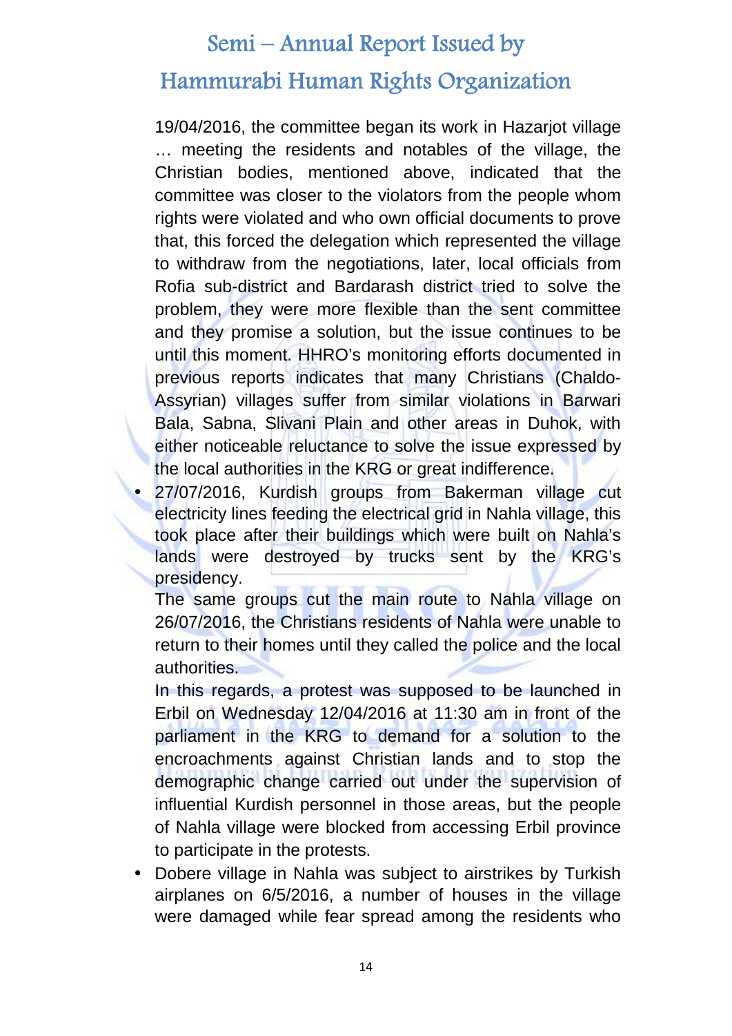19/04/2016, the committee began its work in Hazarjot village … meeting the residents and notables of the village, the Christian bodies, mentioned above, indicated that the committee was closer to the violators from the people whom rights were violated and who own official documents to prove that, this forced the delegation which represented the village to withdraw from the negotiations, later, local officials from Rofia sub-district and Bardarash district tried to solve the problem, they were more flexible than the sent committee and they promise a solution, but the issue continues to be until this moment. HHRO's monitoring efforts documented in previous reports indicates that many Christians (Chaldo-Assyrian) villages suffer from similar violations in Barwari Bala, Sabna, Slivani Plain and other areas in Duhok, with either noticeable reluctance to solve the issue expressed by the local authorities in the KRG or great indifference.

- 27/07/2016, Kurdish groups from Bakerman village cut electricity lines feeding the electrical grid in Nahla village, this took place after their buildings which were built on Nahla's lands were destroyed by trucks sent by the KRG's presidency.

  The same groups cut the main route to Nahla village on 26/07/2016, the Christians residents of Nahla were unable to return to their homes until they called the police and the local authorities.

  In this regards, a protest was supposed to be launched in Erbil on Wednesday 12/04/2016 at 11:30 am in front of the parliament in the KRG to demand for a solution to the encroachments against Christian lands and to stop the demographic change carried out under the supervision of influential Kurdish personnel in those areas, but the people of Nahla village were blocked from accessing Erbil province to participate in the protests.

- Dobere village in Nahla was subject to airstrikes by Turkish airplanes on 6/5/2016, a number of houses in the village were damaged while fear spread among the residents who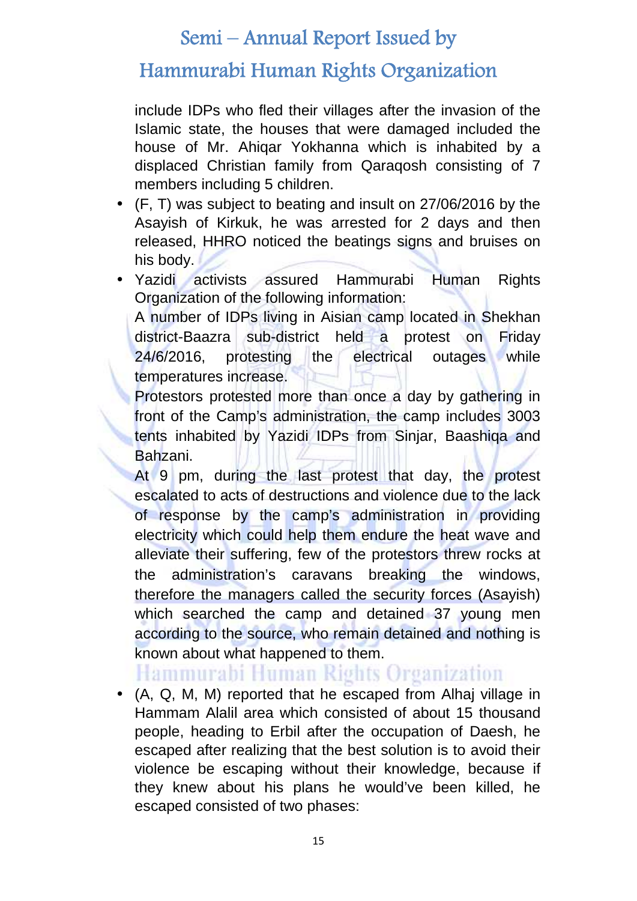include IDPs who fled their villages after the invasion of the Islamic state, the houses that were damaged included the house of Mr. Ahiqar Yokhanna which is inhabited by a displaced Christian family from Qaraqosh consisting of 7 members including 5 children.

- (F, T) was subject to beating and insult on 27/06/2016 by the Asayish of Kirkuk, he was arrested for 2 days and then released, HHRO noticed the beatings signs and bruises on his body.
- Yazidi activists assured Hammurabi Human Rights Organization of the following information:

  A number of IDPs living in Aisian camp located in Shekhan district-Baazra sub-district held a protest on Friday 24/6/2016, protesting the electrical outages while temperatures increase.

  Protestors protested more than once a day by gathering in front of the Camp's administration, the camp includes 3003 tents inhabited by Yazidi IDPs from Sinjar, Baashiqa and Bahzani.

  At 9 pm, during the last protest that day, the protest escalated to acts of destructions and violence due to the lack of response by the camp's administration in providing electricity which could help them endure the heat wave and alleviate their suffering, few of the protestors threw rocks at the administration's caravans breaking the windows, therefore the managers called the security forces (Asayish) which searched the camp and detained 37 young men according to the source, who remain detained and nothing is known about what happened to them.

- (A, Q, M, M) reported that he escaped from Alhaj village in Hammam Alalil area which consisted of about 15 thousand people, heading to Erbil after the occupation of Daesh, he escaped after realizing that the best solution is to avoid their violence be escaping without their knowledge, because if they knew about his plans he would've been killed, he escaped consisted of two phases: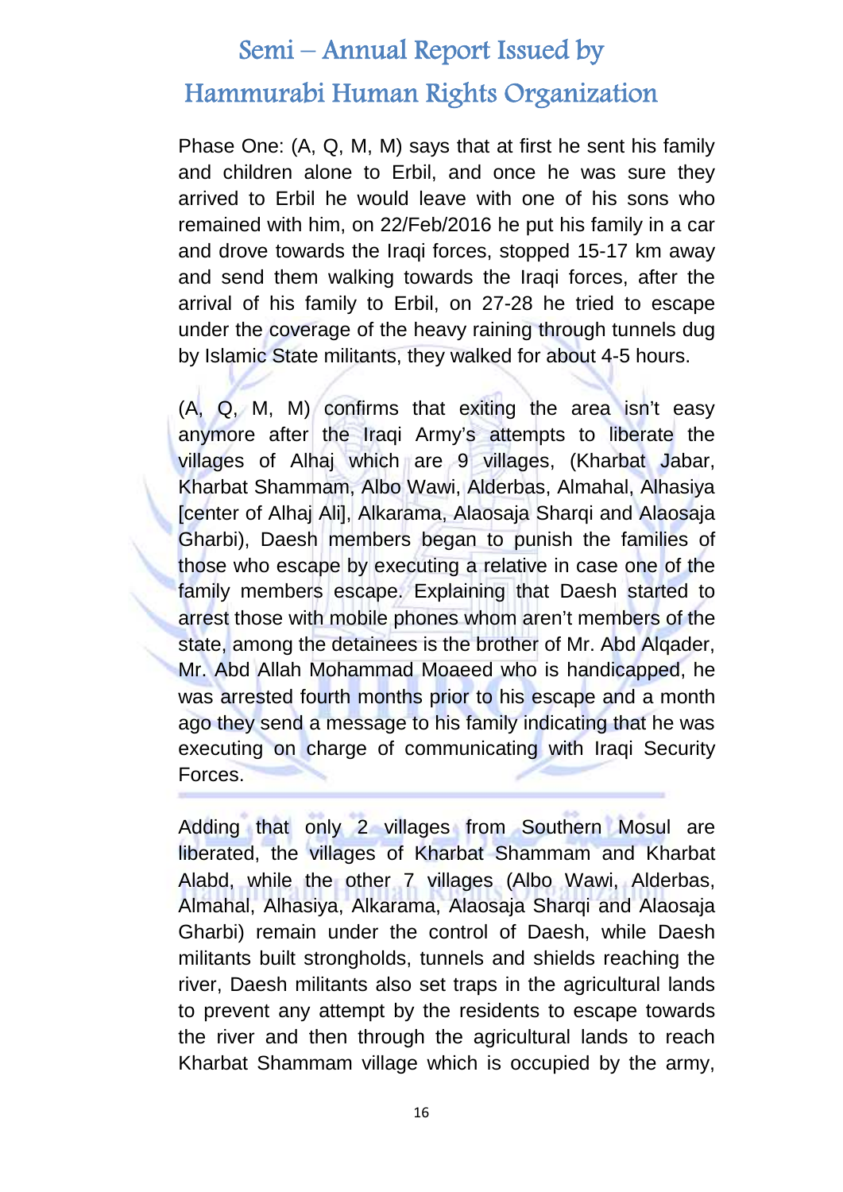Phase One: (A, Q, M, M) says that at first he sent his family and children alone to Erbil, and once he was sure they arrived to Erbil he would leave with one of his sons who remained with him, on 22/Feb/2016 he put his family in a car and drove towards the Iraqi forces, stopped 15-17 km away and send them walking towards the Iraqi forces, after the arrival of his family to Erbil, on 27-28 he tried to escape under the coverage of the heavy raining through tunnels dug by Islamic State militants, they walked for about 4-5 hours.

(A, Q, M, M) confirms that exiting the area isn't easy anymore after the Iraqi Army's attempts to liberate the villages of Alhaj which are 9 villages, (Kharbat Jabar, Kharbat Shammam, Albo Wawi, Alderbas, Almahal, Alhasiya [center of Alhaj Ali], Alkarama, Alaosaja Sharqi and Alaosaja Gharbi), Daesh members began to punish the families of those who escape by executing a relative in case one of the family members escape. Explaining that Daesh started to arrest those with mobile phones whom aren't members of the state, among the detainees is the brother of Mr. Abd Alqader, Mr. Abd Allah Mohammad Moaeed who is handicapped, he was arrested fourth months prior to his escape and a month ago they send a message to his family indicating that he was executing on charge of communicating with Iraqi Security Forces.

Adding that only 2 villages from Southern Mosul are liberated, the villages of Kharbat Shammam and Kharbat Alabd, while the other 7 villages (Albo Wawi, Alderbas, Almahal, Alhasiya, Alkarama, Alaosaja Sharqi and Alaosaja Gharbi) remain under the control of Daesh, while Daesh militants built strongholds, tunnels and shields reaching the river, Daesh militants also set traps in the agricultural lands to prevent any attempt by the residents to escape towards the river and then through the agricultural lands to reach Kharbat Shammam village which is occupied by the army,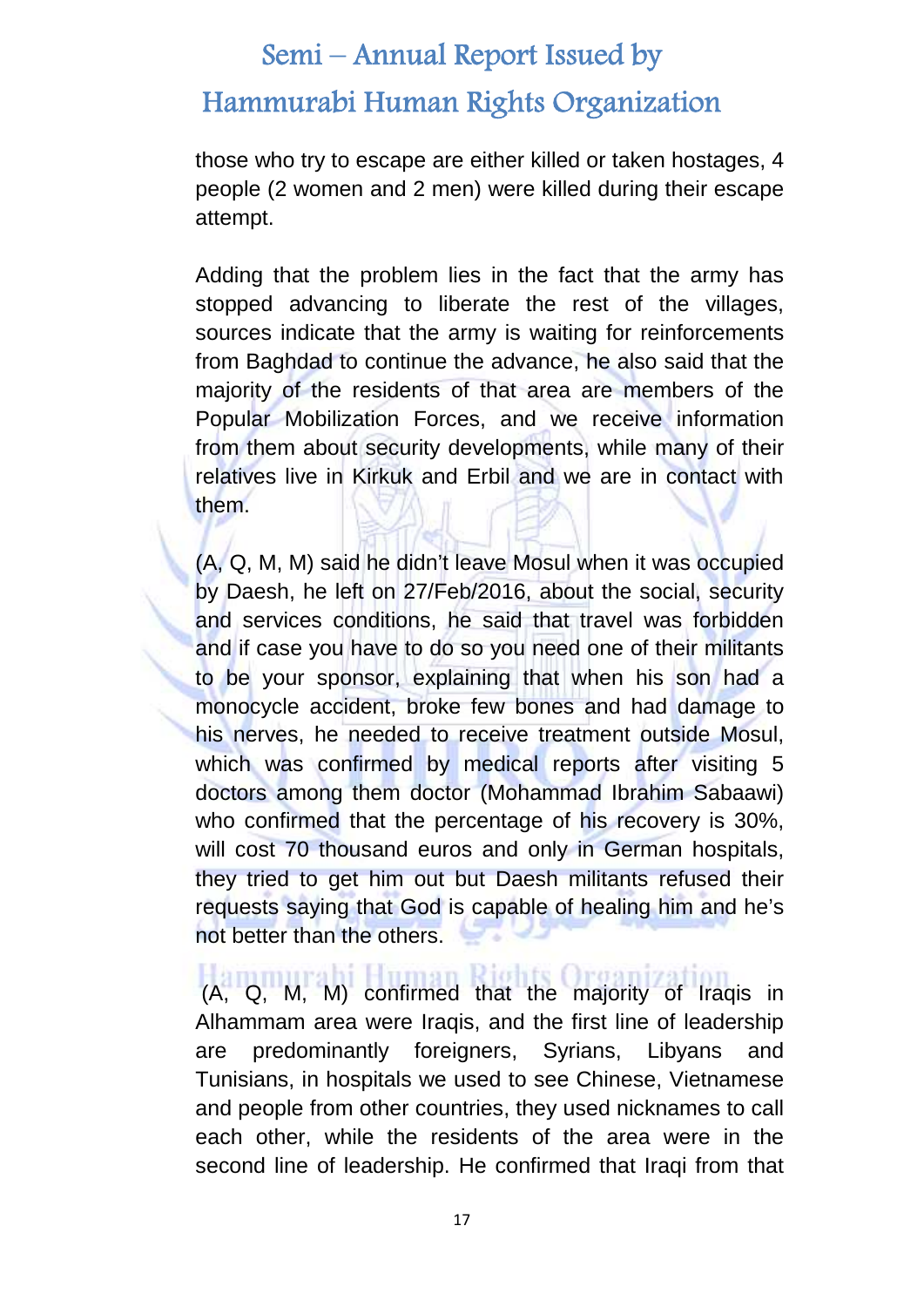those who try to escape are either killed or taken hostages, 4 people (2 women and 2 men) were killed during their escape attempt.

Adding that the problem lies in the fact that the army has stopped advancing to liberate the rest of the villages, sources indicate that the army is waiting for reinforcements from Baghdad to continue the advance, he also said that the majority of the residents of that area are members of the Popular Mobilization Forces, and we receive information from them about security developments, while many of their relatives live in Kirkuk and Erbil and we are in contact with them.

(A, Q, M, M) said he didn't leave Mosul when it was occupied by Daesh, he left on 27/Feb/2016, about the social, security and services conditions, he said that travel was forbidden and if case you have to do so you need one of their militants to be your sponsor, explaining that when his son had a monocycle accident, broke few bones and had damage to his nerves, he needed to receive treatment outside Mosul, which was confirmed by medical reports after visiting 5 doctors among them doctor (Mohammad Ibrahim Sabaawi) who confirmed that the percentage of his recovery is 30%, will cost 70 thousand euros and only in German hospitals, they tried to get him out but Daesh militants refused their requests saying that God is capable of healing him and he's not better than the others.

(A, Q, M, M) confirmed that the majority of Iraqis in Alhammam area were Iraqis, and the first line of leadership are predominantly foreigners, Syrians, Libyans and Tunisians, in hospitals we used to see Chinese, Vietnamese and people from other countries, they used nicknames to call each other, while the residents of the area were in the second line of leadership. He confirmed that Iraqi from that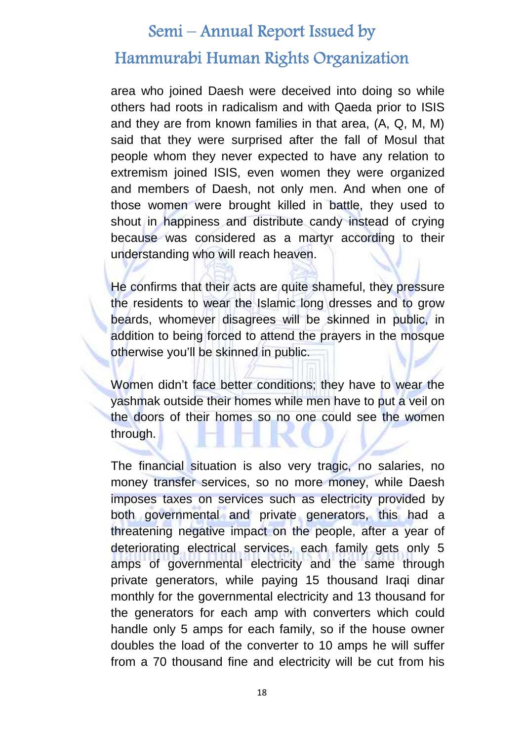area who joined Daesh were deceived into doing so while others had roots in radicalism and with Qaeda prior to ISIS and they are from known families in that area, (A, Q, M, M) said that they were surprised after the fall of Mosul that people whom they never expected to have any relation to extremism joined ISIS, even women they were organized and members of Daesh, not only men. And when one of those women were brought killed in battle, they used to shout in happiness and distribute candy instead of crying because was considered as a martyr according to their understanding who will reach heaven.

He confirms that their acts are quite shameful, they pressure the residents to wear the Islamic long dresses and to grow beards, whomever disagrees will be skinned in public, in addition to being forced to attend the prayers in the mosque otherwise you'll be skinned in public.

Women didn't face better conditions; they have to wear the yashmak outside their homes while men have to put a veil on the doors of their homes so no one could see the women through.

The financial situation is also very tragic, no salaries, no money transfer services, so no more money, while Daesh imposes taxes on services such as electricity provided by both governmental and private generators, this had a threatening negative impact on the people, after a year of deteriorating electrical services, each family gets only 5 amps of governmental electricity and the same through private generators, while paying 15 thousand Iraqi dinar monthly for the governmental electricity and 13 thousand for the generators for each amp with converters which could handle only 5 amps for each family, so if the house owner doubles the load of the converter to 10 amps he will suffer from a 70 thousand fine and electricity will be cut from his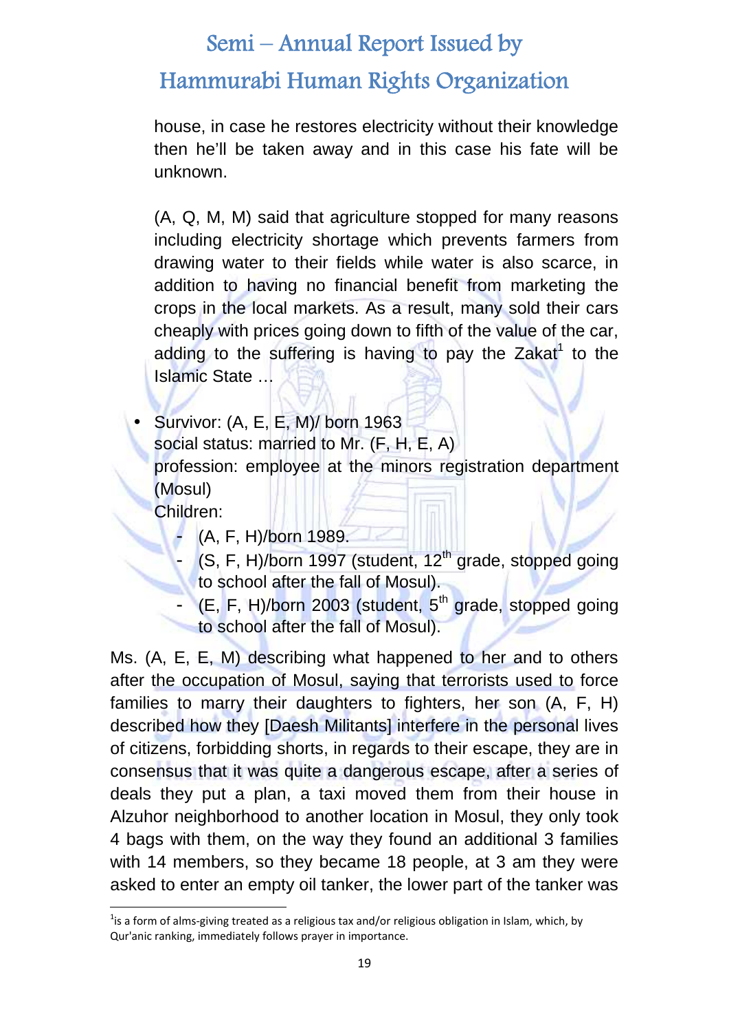house, in case he restores electricity without their knowledge then he'll be taken away and in this case his fate will be unknown.

(A, Q, M, M) said that agriculture stopped for many reasons including electricity shortage which prevents farmers from drawing water to their fields while water is also scarce, in addition to having no financial benefit from marketing the crops in the local markets. As a result, many sold their cars cheaply with prices going down to fifth of the value of the car, adding to the suffering is having to pay the Zakat[1] to the Islamic State …

- Survivor: (A, E, E, M)/ born 1963
  social status: married to Mr. (F, H, E, A)
  profession: employee at the minors registration department (Mosul)
  Children:
  - (A, F, H)/born 1989.
  - (S, F, H)/born 1997 (student, 12th grade, stopped going to school after the fall of Mosul).
  - (E, F, H)/born 2003 (student, 5th grade, stopped going to school after the fall of Mosul).

Ms. (A, E, E, M) describing what happened to her and to others after the occupation of Mosul, saying that terrorists used to force families to marry their daughters to fighters, her son (A, F, H) described how they [Daesh Militants] interfere in the personal lives of citizens, forbidding shorts, in regards to their escape, they are in consensus that it was quite a dangerous escape, after a series of deals they put a plan, a taxi moved them from their house in Alzuhor neighborhood to another location in Mosul, they only took 4 bags with them, on the way they found an additional 3 families with 14 members, so they became 18 people, at 3 am they were asked to enter an empty oil tanker, the lower part of the tanker was

[1] is a form of alms-giving treated as a religious tax and/or religious obligation in Islam, which, by Qur'anic ranking, immediately follows prayer in importance.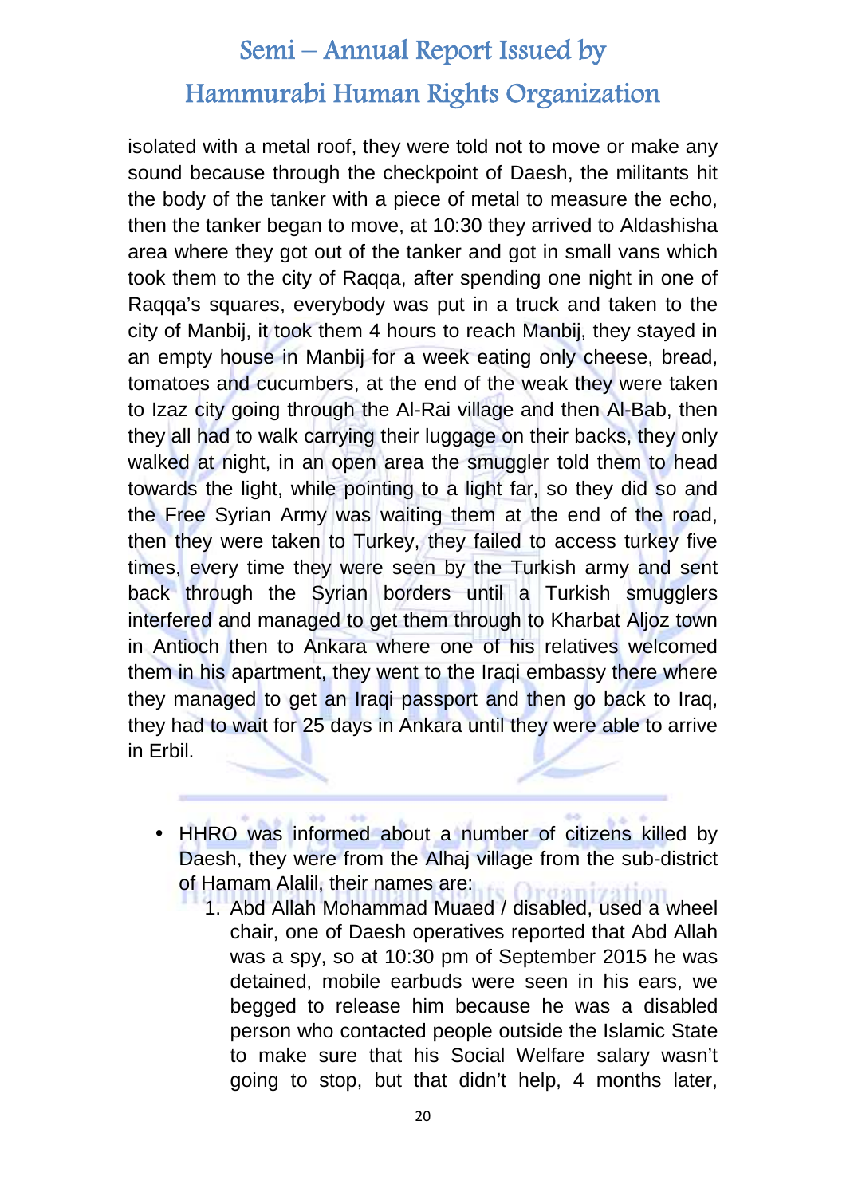isolated with a metal roof, they were told not to move or make any sound because through the checkpoint of Daesh, the militants hit the body of the tanker with a piece of metal to measure the echo, then the tanker began to move, at 10:30 they arrived to Aldashisha area where they got out of the tanker and got in small vans which took them to the city of Raqqa, after spending one night in one of Raqqa's squares, everybody was put in a truck and taken to the city of Manbij, it took them 4 hours to reach Manbij, they stayed in an empty house in Manbij for a week eating only cheese, bread, tomatoes and cucumbers, at the end of the weak they were taken to Izaz city going through the Al-Rai village and then Al-Bab, then they all had to walk carrying their luggage on their backs, they only walked at night, in an open area the smuggler told them to head towards the light, while pointing to a light far, so they did so and the Free Syrian Army was waiting them at the end of the road, then they were taken to Turkey, they failed to access turkey five times, every time they were seen by the Turkish army and sent back through the Syrian borders until a Turkish smugglers interfered and managed to get them through to Kharbat Aljoz town in Antioch then to Ankara where one of his relatives welcomed them in his apartment, they went to the Iraqi embassy there where they managed to get an Iraqi passport and then go back to Iraq, they had to wait for 25 days in Ankara until they were able to arrive in Erbil.

- HHRO was informed about a number of citizens killed by Daesh, they were from the Alhaj village from the sub-district of Hamam Alalil, their names are:
  1. Abd Allah Mohammad Muaed / disabled, used a wheel chair, one of Daesh operatives reported that Abd Allah was a spy, so at 10:30 pm of September 2015 he was detained, mobile earbuds were seen in his ears, we begged to release him because he was a disabled person who contacted people outside the Islamic State to make sure that his Social Welfare salary wasn't going to stop, but that didn't help, 4 months later,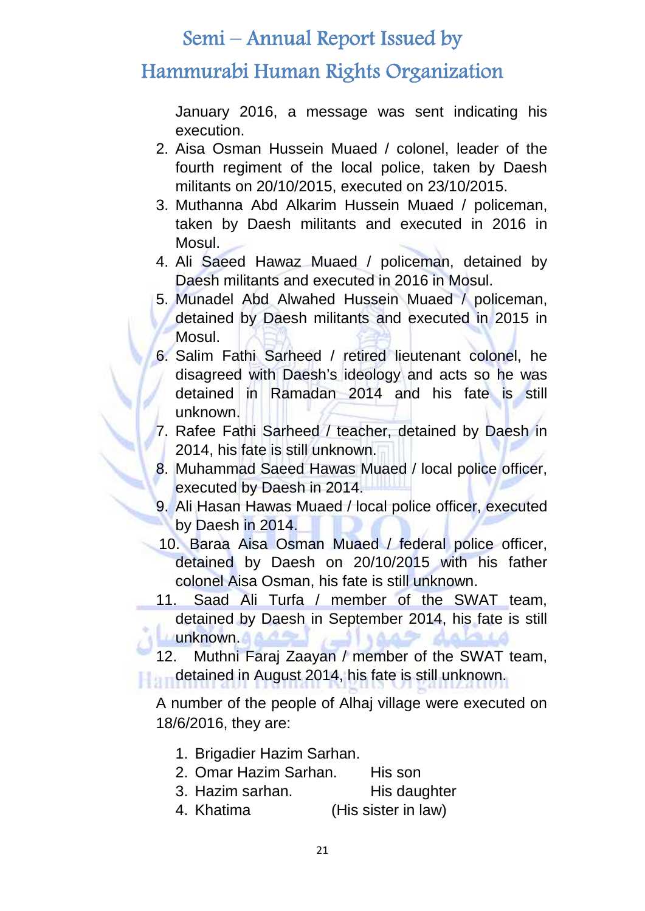January 2016, a message was sent indicating his execution.

2. Aisa Osman Hussein Muaed / colonel, leader of the fourth regiment of the local police, taken by Daesh militants on 20/10/2015, executed on 23/10/2015.
3. Muthanna Abd Alkarim Hussein Muaed / policeman, taken by Daesh militants and executed in 2016 in Mosul.
4. Ali Saeed Hawaz Muaed / policeman, detained by Daesh militants and executed in 2016 in Mosul.
5. Munadel Abd Alwahed Hussein Muaed / policeman, detained by Daesh militants and executed in 2015 in Mosul.
6. Salim Fathi Sarheed / retired lieutenant colonel, he disagreed with Daesh's ideology and acts so he was detained in Ramadan 2014 and his fate is still unknown.
7. Rafee Fathi Sarheed / teacher, detained by Daesh in 2014, his fate is still unknown.
8. Muhammad Saeed Hawas Muaed / local police officer, executed by Daesh in 2014.
9. Ali Hasan Hawas Muaed / local police officer, executed by Daesh in 2014.
10. Baraa Aisa Osman Muaed / federal police officer, detained by Daesh on 20/10/2015 with his father colonel Aisa Osman, his fate is still unknown.
11. Saad Ali Turfa / member of the SWAT team, detained by Daesh in September 2014, his fate is still unknown.
12. Muthni Faraj Zaayan / member of the SWAT team, detained in August 2014, his fate is still unknown.

A number of the people of Alhaj village were executed on 18/6/2016, they are:

1. Brigadier Hazim Sarhan.
2. Omar Hazim Sarhan. His son
3. Hazim sarhan. His daughter
4. Khatima (His sister in law)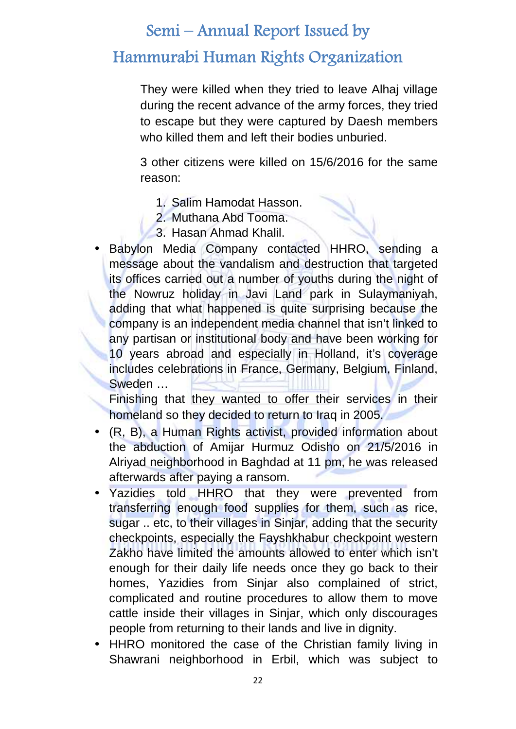They were killed when they tried to leave Alhaj village during the recent advance of the army forces, they tried to escape but they were captured by Daesh members who killed them and left their bodies unburied.

3 other citizens were killed on 15/6/2016 for the same reason:

1. Salim Hamodat Hasson.
2. Muthana Abd Tooma.
3. Hasan Ahmad Khalil.

- Babylon Media Company contacted HHRO, sending a message about the vandalism and destruction that targeted its offices carried out a number of youths during the night of the Nowruz holiday in Javi Land park in Sulaymaniyah, adding that what happened is quite surprising because the company is an independent media channel that isn't linked to any partisan or institutional body and have been working for 10 years abroad and especially in Holland, it's coverage includes celebrations in France, Germany, Belgium, Finland, Sweden …
  Finishing that they wanted to offer their services in their homeland so they decided to return to Iraq in 2005.
- (R, B), a Human Rights activist, provided information about the abduction of Amijar Hurmuz Odisho on 21/5/2016 in Alriyad neighborhood in Baghdad at 11 pm, he was released afterwards after paying a ransom.
- Yazidies told HHRO that they were prevented from transferring enough food supplies for them, such as rice, sugar .. etc, to their villages in Sinjar, adding that the security checkpoints, especially the Fayshkhabur checkpoint western Zakho have limited the amounts allowed to enter which isn't enough for their daily life needs once they go back to their homes, Yazidies from Sinjar also complained of strict, complicated and routine procedures to allow them to move cattle inside their villages in Sinjar, which only discourages people from returning to their lands and live in dignity.
- HHRO monitored the case of the Christian family living in Shawrani neighborhood in Erbil, which was subject to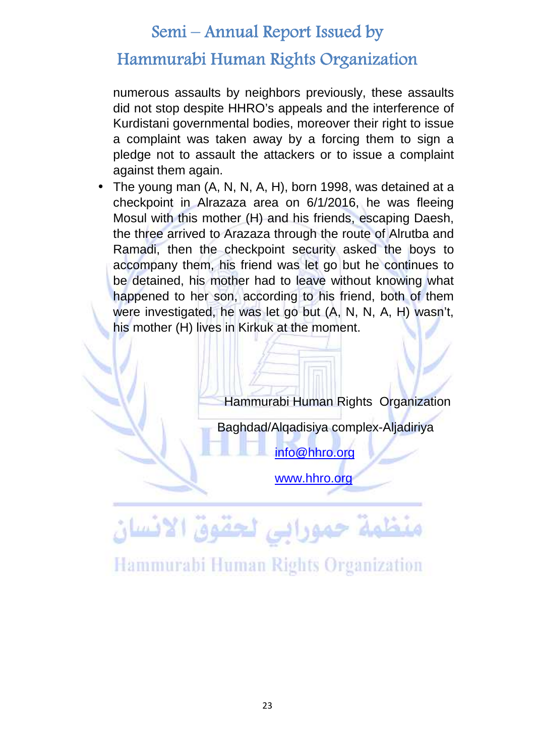numerous assaults by neighbors previously, these assaults did not stop despite HHRO's appeals and the interference of Kurdistani governmental bodies, moreover their right to issue a complaint was taken away by a forcing them to sign a pledge not to assault the attackers or to issue a complaint against them again.

- The young man (A, N, N, A, H), born 1998, was detained at a checkpoint in Alrazaza area on 6/1/2016, he was fleeing Mosul with this mother (H) and his friends, escaping Daesh, the three arrived to Arazaza through the route of Alrutba and Ramadi, then the checkpoint security asked the boys to accompany them, his friend was let go but he continues to be detained, his mother had to leave without knowing what happened to her son, according to his friend, both of them were investigated, he was let go but (A, N, N, A, H) wasn't, his mother (H) lives in Kirkuk at the moment.

Hammurabi Human Rights Organization

Baghdad/Alqadisiya complex-Aljadiriya

info@hhro.org

www.hhro.org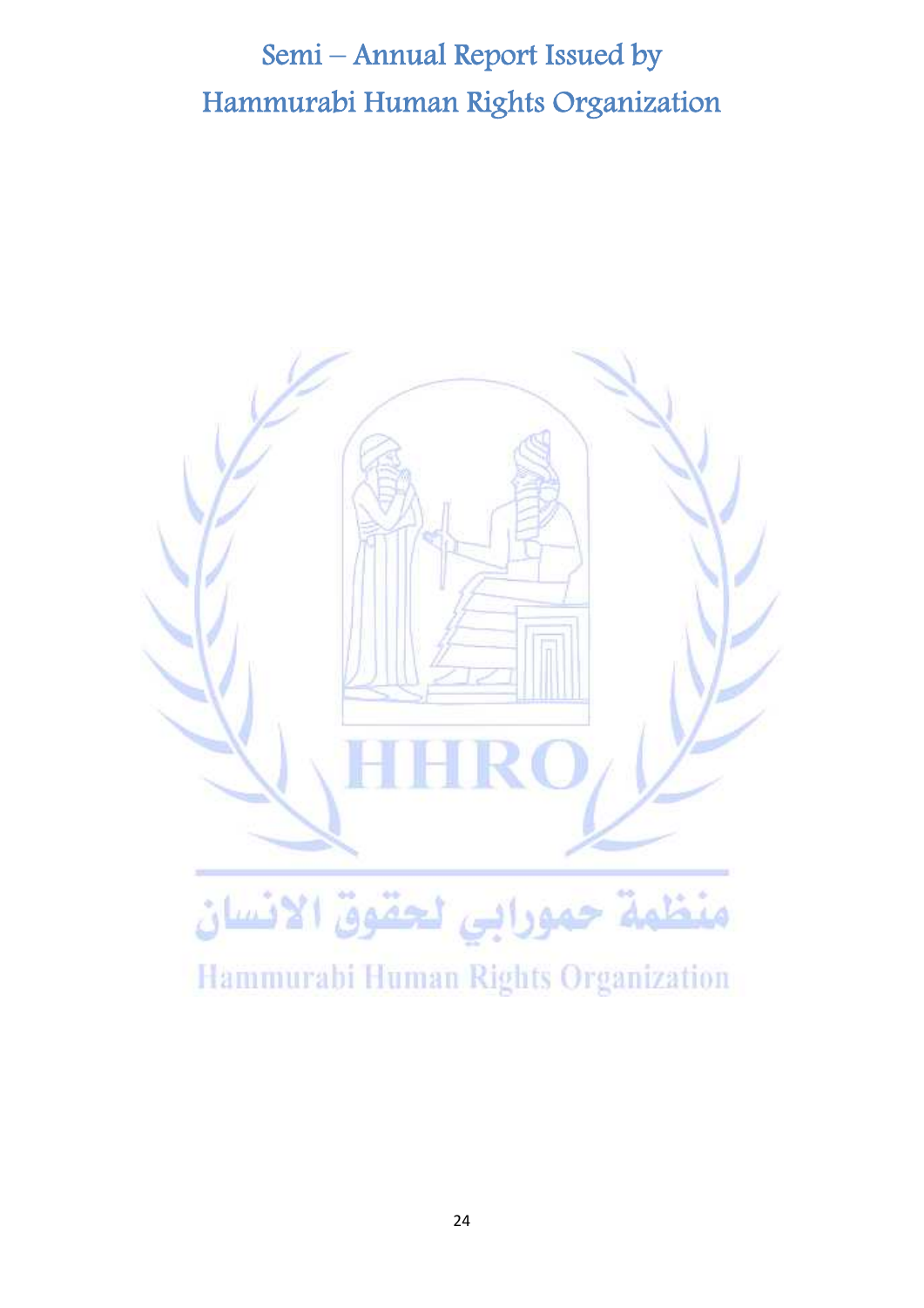# Semi – Annual Report Issued by Hammurabi Human Rights Organization

HHRO

منظمة حمورابي لحقوق الانسان

Hammurabi Human Rights Organization